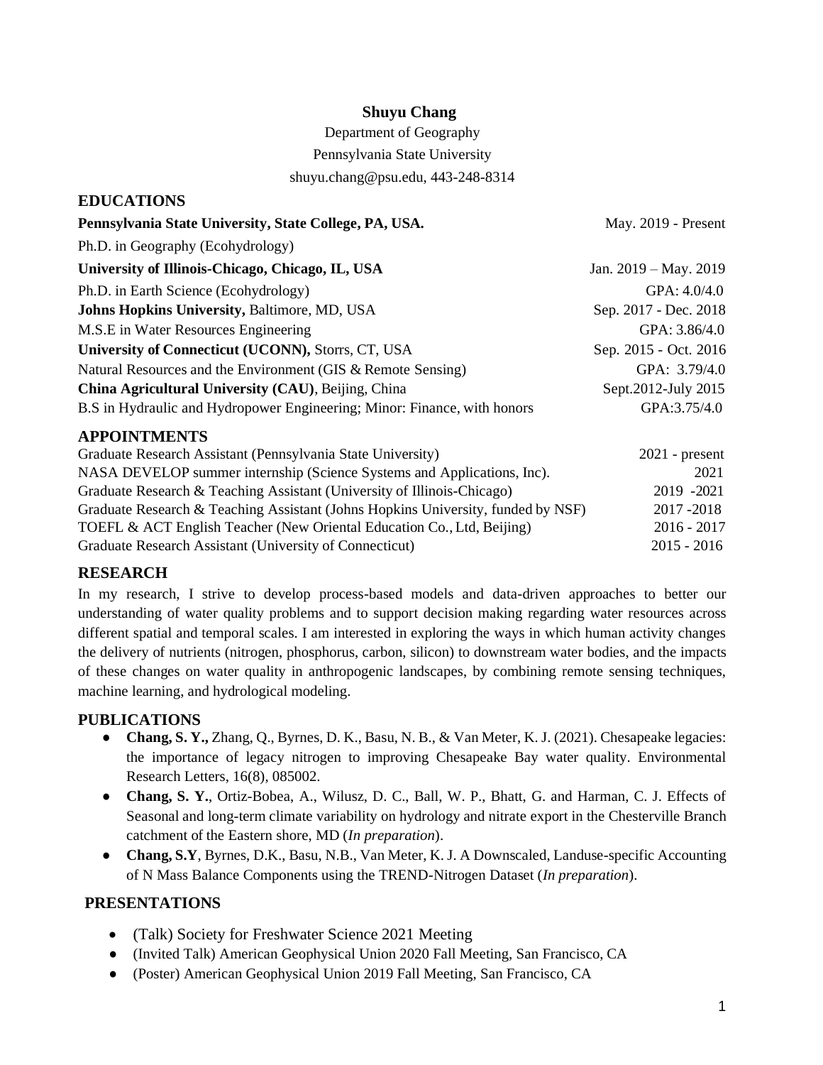**Shuyu Chang**

Department of Geography

Pennsylvania State University

shuyu.chang@psu.edu, 443-248-8314

## EDUCATIONS

**Pennsylvania State University, State College, PA, USA.** May. 2019 - Present

Ph.D. in Geography (Ecohydrology)

**University of Illinois-Chicago, Chicago, IL, USA** Jan. 2019 – May. 2019

Ph.D. in Earth Science (Ecohydrology) GPA: 4.0/4.0

**Johns Hopkins University,** Baltimore, MD, USA Sep. 2017 - Dec. 2018

M.S.E in Water Resources Engineering GPA: 3.86/4.0

**University of Connecticut (UCONN),** Storrs, CT, USA Sep. 2015 - Oct. 2016

Natural Resources and the Environment (GIS & Remote Sensing) GPA: 3.79/4.0

**China Agricultural University (CAU)**, Beijing, China Sept.2012-July 2015

B.S in Hydraulic and Hydropower Engineering; Minor: Finance, with honors GPA:3.75/4.0

## APPOINTMENTS

Graduate Research Assistant (Pennsylvania State University) 2021 - present

NASA DEVELOP summer internship (Science Systems and Applications, Inc). 2021

Graduate Research & Teaching Assistant (University of Illinois-Chicago) 2019 -2021

Graduate Research & Teaching Assistant (Johns Hopkins University, funded by NSF) 2017 -2018

TOEFL & ACT English Teacher (New Oriental Education Co., Ltd, Beijing) 2016 - 2017

Graduate Research Assistant (University of Connecticut) 2015 - 2016

## RESEARCH

In my research, I strive to develop process-based models and data-driven approaches to better our understanding of water quality problems and to support decision making regarding water resources across different spatial and temporal scales. I am interested in exploring the ways in which human activity changes the delivery of nutrients (nitrogen, phosphorus, carbon, silicon) to downstream water bodies, and the impacts of these changes on water quality in anthropogenic landscapes, by combining remote sensing techniques, machine learning, and hydrological modeling.

## PUBLICATIONS

- **Chang, S. Y.,** Zhang, Q., Byrnes, D. K., Basu, N. B., & Van Meter, K. J. (2021). Chesapeake legacies: the importance of legacy nitrogen to improving Chesapeake Bay water quality. Environmental Research Letters, 16(8), 085002.
- **Chang, S. Y.**, Ortiz-Bobea, A., Wilusz, D. C., Ball, W. P., Bhatt, G. and Harman, C. J. Effects of Seasonal and long-term climate variability on hydrology and nitrate export in the Chesterville Branch catchment of the Eastern shore, MD (*In preparation*).
- **Chang, S.Y**, Byrnes, D.K., Basu, N.B., Van Meter, K. J. A Downscaled, Landuse-specific Accounting of N Mass Balance Components using the TREND-Nitrogen Dataset (*In preparation*).

## PRESENTATIONS

- (Talk) Society for Freshwater Science 2021 Meeting
- (Invited Talk) American Geophysical Union 2020 Fall Meeting, San Francisco, CA
- (Poster) American Geophysical Union 2019 Fall Meeting, San Francisco, CA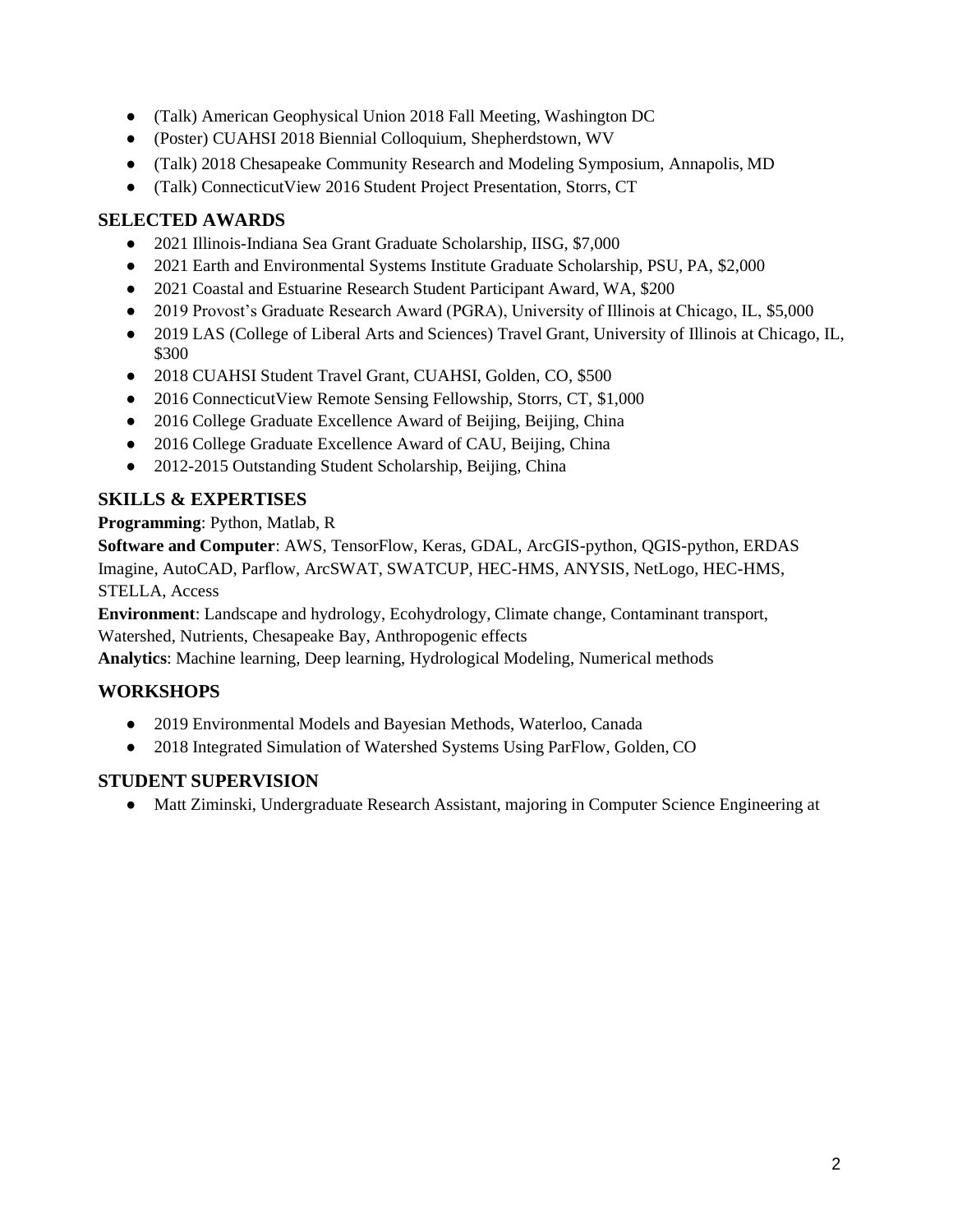- (Talk) American Geophysical Union 2018 Fall Meeting, Washington DC
- (Poster) CUAHSI 2018 Biennial Colloquium, Shepherdstown, WV
- (Talk) 2018 Chesapeake Community Research and Modeling Symposium, Annapolis, MD
- (Talk) ConnecticutView 2016 Student Project Presentation, Storrs, CT

## SELECTED AWARDS

- 2021 Illinois-Indiana Sea Grant Graduate Scholarship, IISG, $7,000
- 2021 Earth and Environmental Systems Institute Graduate Scholarship, PSU, PA, $2,000
- 2021 Coastal and Estuarine Research Student Participant Award, WA, $200
- 2019 Provost's Graduate Research Award (PGRA), University of Illinois at Chicago, IL, $5,000
- 2019 LAS (College of Liberal Arts and Sciences) Travel Grant, University of Illinois at Chicago, IL, $300
- 2018 CUAHSI Student Travel Grant, CUAHSI, Golden, CO, $500
- 2016 ConnecticutView Remote Sensing Fellowship, Storrs, CT, $1,000
- 2016 College Graduate Excellence Award of Beijing, Beijing, China
- 2016 College Graduate Excellence Award of CAU, Beijing, China
- 2012-2015 Outstanding Student Scholarship, Beijing, China

## SKILLS & EXPERTISES

**Programming**: Python, Matlab, R

**Software and Computer**: AWS, TensorFlow, Keras, GDAL, ArcGIS-python, QGIS-python, ERDAS Imagine, AutoCAD, Parflow, ArcSWAT, SWATCUP, HEC-HMS, ANYSIS, NetLogo, HEC-HMS, STELLA, Access

**Environment**: Landscape and hydrology, Ecohydrology, Climate change, Contaminant transport, Watershed, Nutrients, Chesapeake Bay, Anthropogenic effects

**Analytics**: Machine learning, Deep learning, Hydrological Modeling, Numerical methods

## WORKSHOPS

- 2019 Environmental Models and Bayesian Methods, Waterloo, Canada
- 2018 Integrated Simulation of Watershed Systems Using ParFlow, Golden, CO

## STUDENT SUPERVISION

- Matt Ziminski, Undergraduate Research Assistant, majoring in Computer Science Engineering at